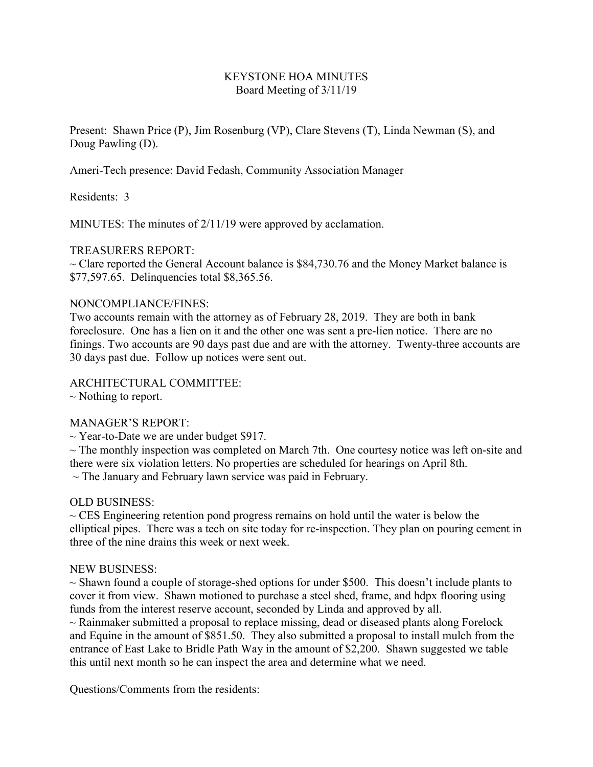# KEYSTONE HOA MINUTES

## Board Meeting of 3/11/19

Present: Shawn Price (P), Jim Rosenburg (VP), Clare Stevens (T), Linda Newman (S), and Doug Pawling (D).

Ameri-Tech presence: David Fedash, Community Association Manager

Residents: 3

MINUTES: The minutes of 2/11/19 were approved by acclamation.

TREASURERS REPORT:

~ Clare reported the General Account balance is $84,730.76 and the Money Market balance is $77,597.65. Delinquencies total $8,365.56.

NONCOMPLIANCE/FINES:

Two accounts remain with the attorney as of February 28, 2019. They are both in bank foreclosure. One has a lien on it and the other one was sent a pre-lien notice. There are no finings. Two accounts are 90 days past due and are with the attorney. Twenty-three accounts are 30 days past due. Follow up notices were sent out.

ARCHITECTURAL COMMITTEE:

~ Nothing to report.

MANAGER'S REPORT:

~ Year-to-Date we are under budget $917.

~ The monthly inspection was completed on March 7th. One courtesy notice was left on-site and there were six violation letters. No properties are scheduled for hearings on April 8th.

~ The January and February lawn service was paid in February.

OLD BUSINESS:

~ CES Engineering retention pond progress remains on hold until the water is below the elliptical pipes. There was a tech on site today for re-inspection. They plan on pouring cement in three of the nine drains this week or next week.

NEW BUSINESS:

~ Shawn found a couple of storage-shed options for under $500. This doesn't include plants to cover it from view. Shawn motioned to purchase a steel shed, frame, and hdpx flooring using funds from the interest reserve account, seconded by Linda and approved by all.

~ Rainmaker submitted a proposal to replace missing, dead or diseased plants along Forelock and Equine in the amount of $851.50. They also submitted a proposal to install mulch from the entrance of East Lake to Bridle Path Way in the amount of $2,200. Shawn suggested we table this until next month so he can inspect the area and determine what we need.

Questions/Comments from the residents: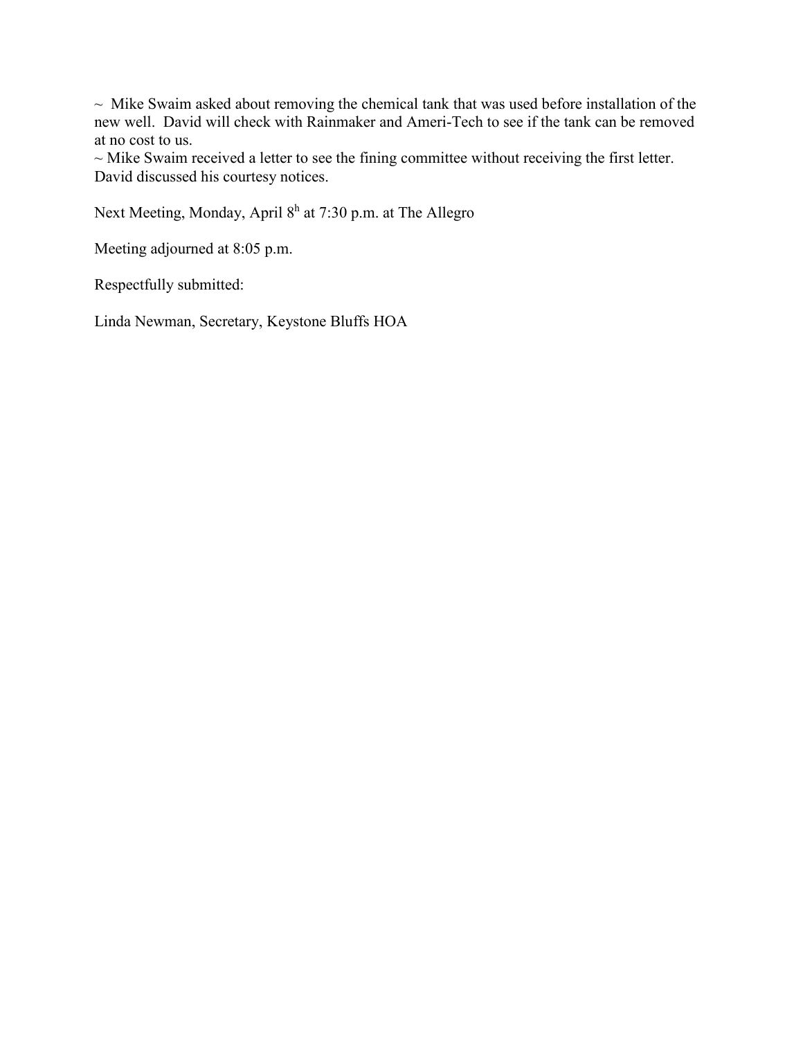~ Mike Swaim asked about removing the chemical tank that was used before installation of the new well. David will check with Rainmaker and Ameri-Tech to see if the tank can be removed at no cost to us.
~ Mike Swaim received a letter to see the fining committee without receiving the first letter. David discussed his courtesy notices.

Next Meeting, Monday, April 8h at 7:30 p.m. at The Allegro

Meeting adjourned at 8:05 p.m.

Respectfully submitted:

Linda Newman, Secretary, Keystone Bluffs HOA